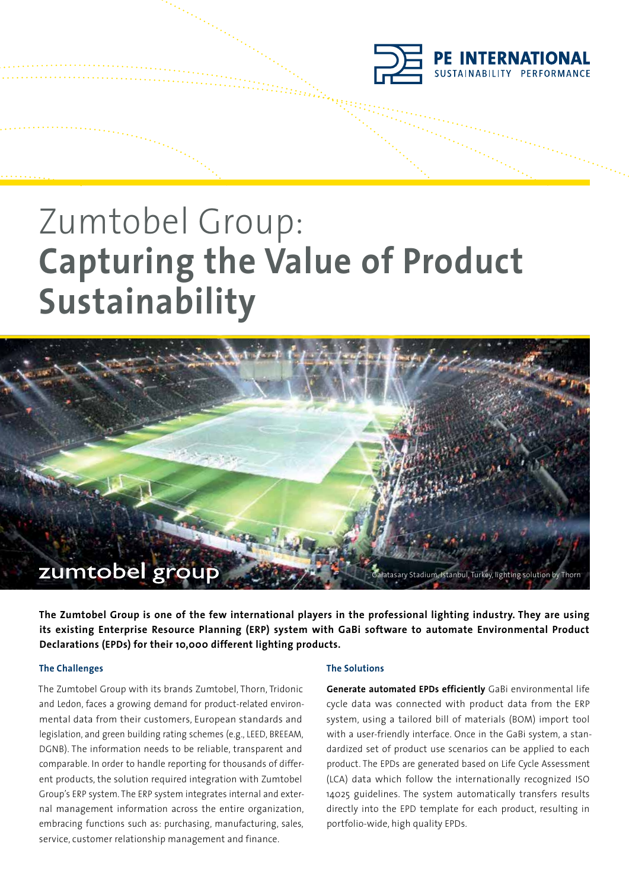PE INTERNATIONAL
SUSTAINABILITY PERFORMANCE

# Zumtobel Group: **Capturing the Value of Product Sustainability**

zumtobel group

Galatasary Stadium, Istanbul, Turkey, lighting solution by Thorn

**The Zumtobel Group is one of the few international players in the professional lighting industry. They are using its existing Enterprise Resource Planning (ERP) system with GaBi software to automate Environmental Product Declarations (EPDs) for their 10,000 different lighting products.**

### The Challenges

The Zumtobel Group with its brands Zumtobel, Thorn, Tridonic and Ledon, faces a growing demand for product-related environmental data from their customers, European standards and legislation, and green building rating schemes (e.g., LEED, BREEAM, DGNB). The information needs to be reliable, transparent and comparable. In order to handle reporting for thousands of different products, the solution required integration with Zumtobel Group's ERP system. The ERP system integrates internal and external management information across the entire organization, embracing functions such as: purchasing, manufacturing, sales, service, customer relationship management and finance.

### The Solutions

**Generate automated EPDs efficiently** GaBi environmental life cycle data was connected with product data from the ERP system, using a tailored bill of materials (BOM) import tool with a user-friendly interface. Once in the GaBi system, a standardized set of product use scenarios can be applied to each product. The EPDs are generated based on Life Cycle Assessment (LCA) data which follow the internationally recognized ISO 14025 guidelines. The system automatically transfers results directly into the EPD template for each product, resulting in portfolio-wide, high quality EPDs.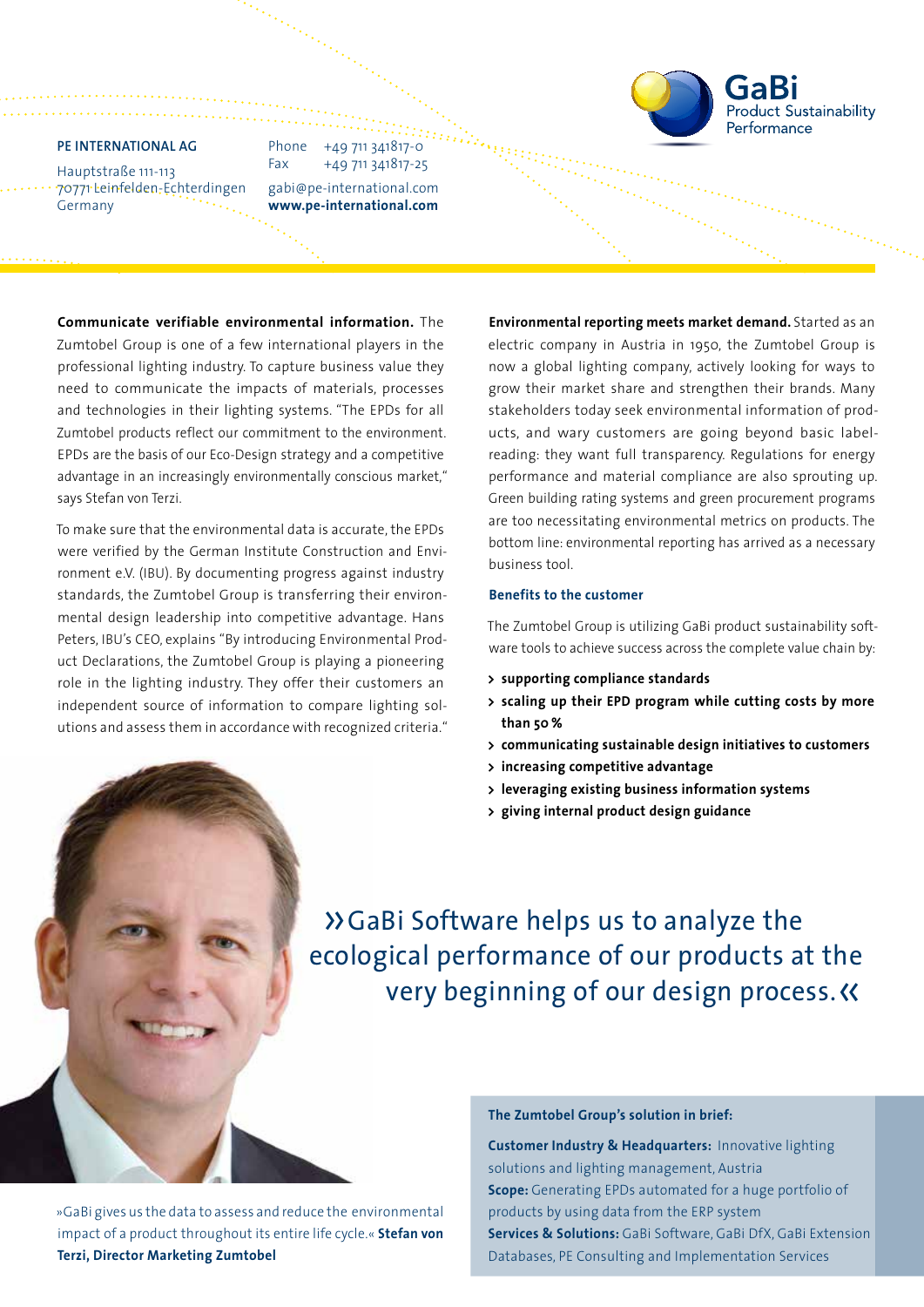**PE INTERNATIONAL AG**

Hauptstraße 111-113
70771 Leinfelden-Echterdingen
Germany

Phone +49 711 341817-0
Fax +49 711 341817-25
gabi@pe-international.com
**www.pe-international.com**

GaBi
Product Sustainability Performance

**Communicate verifiable environmental information.** The Zumtobel Group is one of a few international players in the professional lighting industry. To capture business value they need to communicate the impacts of materials, processes and technologies in their lighting systems. "The EPDs for all Zumtobel products reflect our commitment to the environment. EPDs are the basis of our Eco-Design strategy and a competitive advantage in an increasingly environmentally conscious market," says Stefan von Terzi.

To make sure that the environmental data is accurate, the EPDs were verified by the German Institute Construction and Environment e.V. (IBU). By documenting progress against industry standards, the Zumtobel Group is transferring their environmental design leadership into competitive advantage. Hans Peters, IBU's CEO, explains "By introducing Environmental Product Declarations, the Zumtobel Group is playing a pioneering role in the lighting industry. They offer their customers an independent source of information to compare lighting solutions and assess them in accordance with recognized criteria."

**Environmental reporting meets market demand.** Started as an electric company in Austria in 1950, the Zumtobel Group is now a global lighting company, actively looking for ways to grow their market share and strengthen their brands. Many stakeholders today seek environmental information of products, and wary customers are going beyond basic label-reading: they want full transparency. Regulations for energy performance and material compliance are also sprouting up. Green building rating systems and green procurement programs are too necessitating environmental metrics on products. The bottom line: environmental reporting has arrived as a necessary business tool.

### Benefits to the customer

The Zumtobel Group is utilizing GaBi product sustainability software tools to achieve success across the complete value chain by:

- **supporting compliance standards**
- **scaling up their EPD program while cutting costs by more than 50 %**
- **communicating sustainable design initiatives to customers**
- **increasing competitive advantage**
- **leveraging existing business information systems**
- **giving internal product design guidance**

»GaBi Software helps us to analyze the ecological performance of our products at the very beginning of our design process.«

»GaBi gives us the data to assess and reduce the environmental impact of a product throughout its entire life cycle.« **Stefan von Terzi, Director Marketing Zumtobel**

**The Zumtobel Group's solution in brief:**

**Customer Industry & Headquarters:** Innovative lighting solutions and lighting management, Austria
**Scope:** Generating EPDs automated for a huge portfolio of products by using data from the ERP system
**Services & Solutions:** GaBi Software, GaBi DfX, GaBi Extension Databases, PE Consulting and Implementation Services